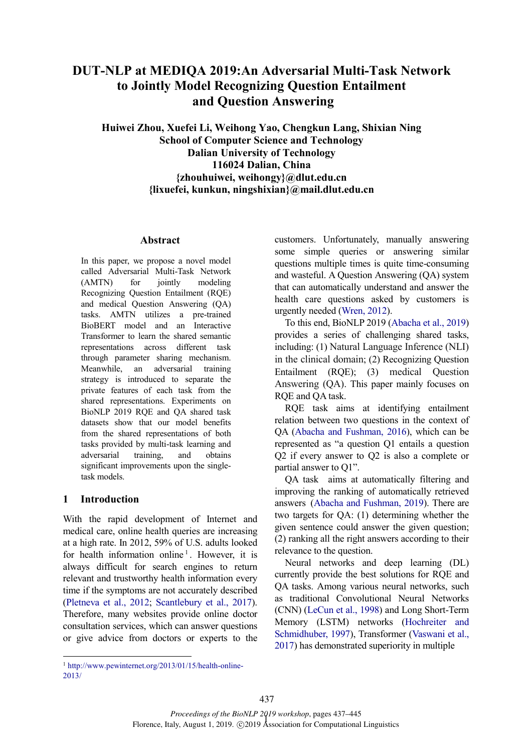# DUT-NLP at MEDIQA 2019:An Adversarial Multi-Task Network to Jointly Model Recognizing Question Entailment and Question Answering

**Huiwei Zhou, Xuefei Li, Weihong Yao, Chengkun Lang, Shixian Ning**
**School of Computer Science and Technology**
**Dalian University of Technology**
**116024 Dalian, China**
**{zhouhuiwei, weihongy}@dlut.edu.cn**
**{lixuefei, kunkun, ningshixian}@mail.dlut.edu.cn**

## Abstract

In this paper, we propose a novel model called Adversarial Multi-Task Network (AMTN) for jointly modeling Recognizing Question Entailment (RQE) and medical Question Answering (QA) tasks. AMTN utilizes a pre-trained BioBERT model and an Interactive Transformer to learn the shared semantic representations across different task through parameter sharing mechanism. Meanwhile, an adversarial training strategy is introduced to separate the private features of each task from the shared representations. Experiments on BioNLP 2019 RQE and QA shared task datasets show that our model benefits from the shared representations of both tasks provided by multi-task learning and adversarial training, and obtains significant improvements upon the single-task models.

## 1 Introduction

With the rapid development of Internet and medical care, online health queries are increasing at a high rate. In 2012, 59% of U.S. adults looked for health information online[1]. However, it is always difficult for search engines to return relevant and trustworthy health information every time if the symptoms are not accurately described (Pletneva et al., 2012; Scantlebury et al., 2017). Therefore, many websites provide online doctor consultation services, which can answer questions or give advice from doctors or experts to the customers. Unfortunately, manually answering some simple queries or answering similar questions multiple times is quite time-consuming and wasteful. A Question Answering (QA) system that can automatically understand and answer the health care questions asked by customers is urgently needed (Wren, 2012).

To this end, BioNLP 2019 (Abacha et al., 2019) provides a series of challenging shared tasks, including: (1) Natural Language Inference (NLI) in the clinical domain; (2) Recognizing Question Entailment (RQE); (3) medical Question Answering (QA). This paper mainly focuses on RQE and QA task.

RQE task aims at identifying entailment relation between two questions in the context of QA (Abacha and Fushman, 2016), which can be represented as "a question Q1 entails a question Q2 if every answer to Q2 is also a complete or partial answer to Q1".

QA task aims at automatically filtering and improving the ranking of automatically retrieved answers (Abacha and Fushman, 2019). There are two targets for QA: (1) determining whether the given sentence could answer the given question; (2) ranking all the right answers according to their relevance to the question.

Neural networks and deep learning (DL) currently provide the best solutions for RQE and QA tasks. Among various neural networks, such as traditional Convolutional Neural Networks (CNN) (LeCun et al., 1998) and Long Short-Term Memory (LSTM) networks (Hochreiter and Schmidhuber, 1997), Transformer (Vaswani et al., 2017) has demonstrated superiority in multiple

[1] http://www.pewinternet.org/2013/01/15/health-online-2013/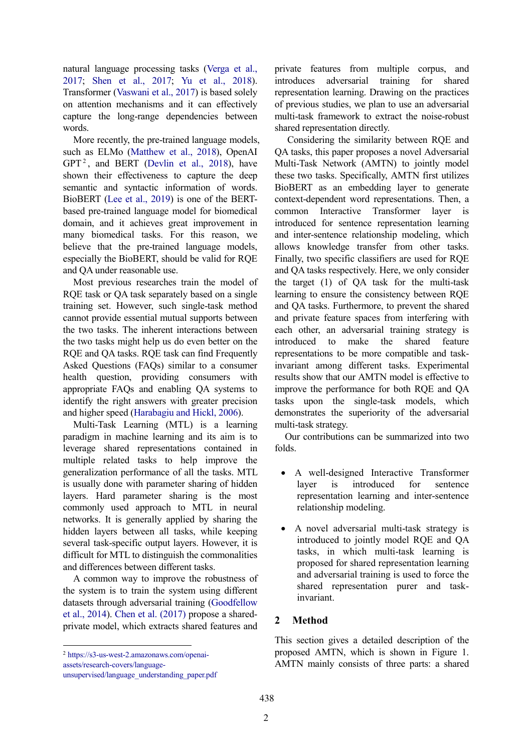natural language processing tasks (Verga et al., 2017; Shen et al., 2017; Yu et al., 2018). Transformer (Vaswani et al., 2017) is based solely on attention mechanisms and it can effectively capture the long-range dependencies between words.

More recently, the pre-trained language models, such as ELMo (Matthew et al., 2018), OpenAI GPT[2], and BERT (Devlin et al., 2018), have shown their effectiveness to capture the deep semantic and syntactic information of words. BioBERT (Lee et al., 2019) is one of the BERT-based pre-trained language model for biomedical domain, and it achieves great improvement in many biomedical tasks. For this reason, we believe that the pre-trained language models, especially the BioBERT, should be valid for RQE and QA under reasonable use.

Most previous researches train the model of RQE task or QA task separately based on a single training set. However, such single-task method cannot provide essential mutual supports between the two tasks. The inherent interactions between the two tasks might help us do even better on the RQE and QA tasks. RQE task can find Frequently Asked Questions (FAQs) similar to a consumer health question, providing consumers with appropriate FAQs and enabling QA systems to identify the right answers with greater precision and higher speed (Harabagiu and Hickl, 2006).

Multi-Task Learning (MTL) is a learning paradigm in machine learning and its aim is to leverage shared representations contained in multiple related tasks to help improve the generalization performance of all the tasks. MTL is usually done with parameter sharing of hidden layers. Hard parameter sharing is the most commonly used approach to MTL in neural networks. It is generally applied by sharing the hidden layers between all tasks, while keeping several task-specific output layers. However, it is difficult for MTL to distinguish the commonalities and differences between different tasks.

A common way to improve the robustness of the system is to train the system using different datasets through adversarial training (Goodfellow et al., 2014). Chen et al. (2017) propose a shared-private model, which extracts shared features and private features from multiple corpus, and introduces adversarial training for shared representation learning. Drawing on the practices of previous studies, we plan to use an adversarial multi-task framework to extract the noise-robust shared representation directly.

Considering the similarity between RQE and QA tasks, this paper proposes a novel Adversarial Multi-Task Network (AMTN) to jointly model these two tasks. Specifically, AMTN first utilizes BioBERT as an embedding layer to generate context-dependent word representations. Then, a common Interactive Transformer layer is introduced for sentence representation learning and inter-sentence relationship modeling, which allows knowledge transfer from other tasks. Finally, two specific classifiers are used for RQE and QA tasks respectively. Here, we only consider the target (1) of QA task for the multi-task learning to ensure the consistency between RQE and QA tasks. Furthermore, to prevent the shared and private feature spaces from interfering with each other, an adversarial training strategy is introduced to make the shared feature representations to be more compatible and task-invariant among different tasks. Experimental results show that our AMTN model is effective to improve the performance for both RQE and QA tasks upon the single-task models, which demonstrates the superiority of the adversarial multi-task strategy.

Our contributions can be summarized into two folds.

- A well-designed Interactive Transformer layer is introduced for sentence representation learning and inter-sentence relationship modeling.
- A novel adversarial multi-task strategy is introduced to jointly model RQE and QA tasks, in which multi-task learning is proposed for shared representation learning and adversarial training is used to force the shared representation purer and task-invariant.

## 2 Method

This section gives a detailed description of the proposed AMTN, which is shown in Figure 1. AMTN mainly consists of three parts: a shared

[2] https://s3-us-west-2.amazonaws.com/openai-assets/research-covers/language-unsupervised/language_understanding_paper.pdf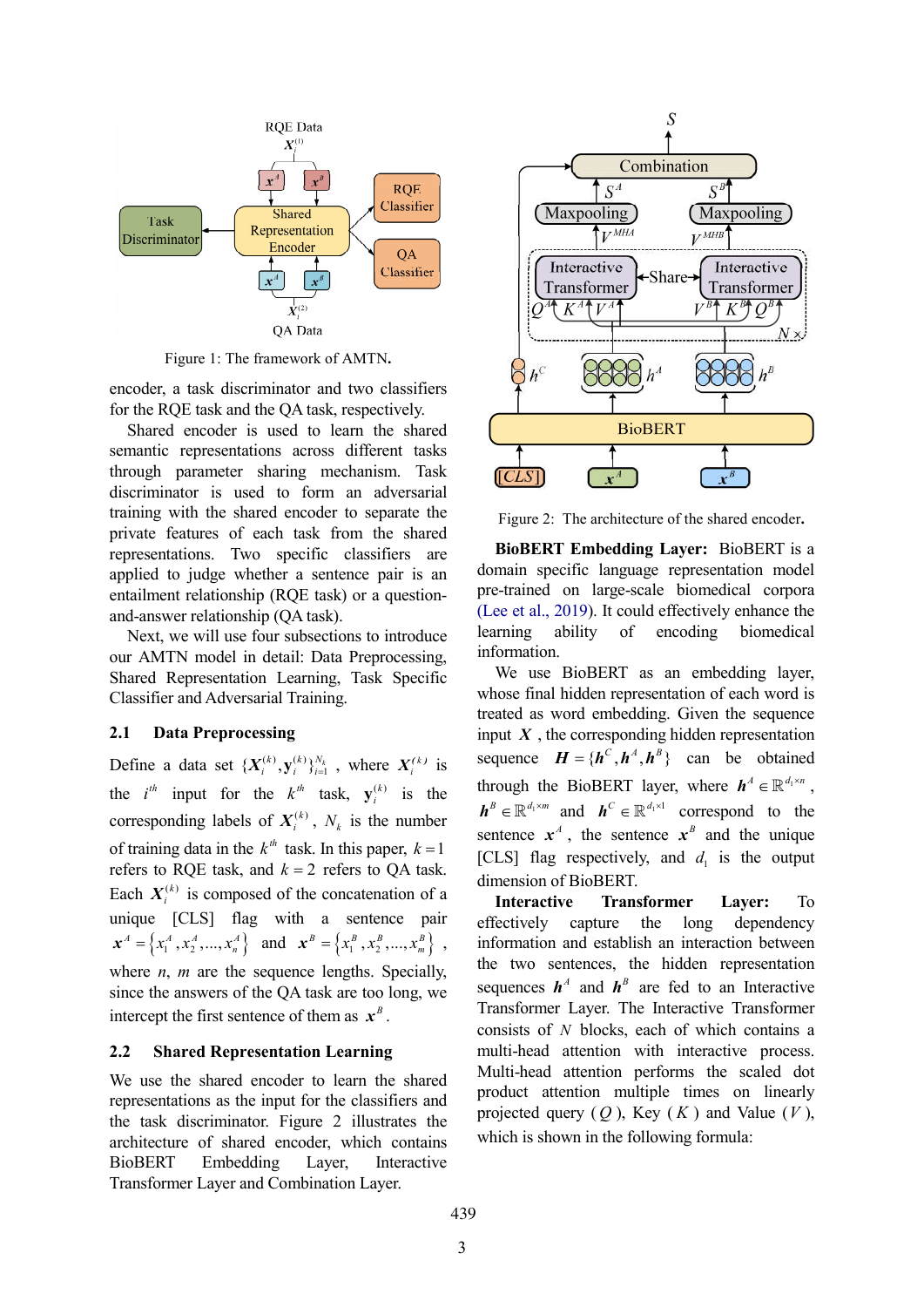Figure 1: The framework of AMTN.

encoder, a task discriminator and two classifiers for the RQE task and the QA task, respectively.

Shared encoder is used to learn the shared semantic representations across different tasks through parameter sharing mechanism. Task discriminator is used to form an adversarial training with the shared encoder to separate the private features of each task from the shared representations. Two specific classifiers are applied to judge whether a sentence pair is an entailment relationship (RQE task) or a question-and-answer relationship (QA task).

Next, we will use four subsections to introduce our AMTN model in detail: Data Preprocessing, Shared Representation Learning, Task Specific Classifier and Adversarial Training.

## 2.1 Data Preprocessing

Define a data set $\{\boldsymbol{X}_i^{(k)}, \mathbf{y}_i^{(k)}\}_{i=1}^{N_k}$, where $\boldsymbol{X}_i^{(k)}$ is the $i^{th}$ input for the $k^{th}$ task, $\mathbf{y}_i^{(k)}$ is the corresponding labels of $\boldsymbol{X}_i^{(k)}$, $N_k$ is the number of training data in the $k^{th}$ task. In this paper, $k=1$ refers to RQE task, and $k=2$ refers to QA task. Each $\boldsymbol{X}_i^{(k)}$ is composed of the concatenation of a unique [CLS] flag with a sentence pair $\boldsymbol{x}^A = \{x_1^A, x_2^A, ..., x_n^A\}$ and $\boldsymbol{x}^B = \{x_1^B, x_2^B, ..., x_m^B\}$, where $n$, $m$ are the sequence lengths. Specially, since the answers of the QA task are too long, we intercept the first sentence of them as $\boldsymbol{x}^B$.

## 2.2 Shared Representation Learning

We use the shared encoder to learn the shared representations as the input for the classifiers and the task discriminator. Figure 2 illustrates the architecture of shared encoder, which contains BioBERT Embedding Layer, Interactive Transformer Layer and Combination Layer.

Figure 2: The architecture of the shared encoder.

**BioBERT Embedding Layer:** BioBERT is a domain specific language representation model pre-trained on large-scale biomedical corpora (Lee et al., 2019). It could effectively enhance the learning ability of encoding biomedical information.

We use BioBERT as an embedding layer, whose final hidden representation of each word is treated as word embedding. Given the sequence input $\boldsymbol{X}$, the corresponding hidden representation sequence $\boldsymbol{H} = \{\boldsymbol{h}^C, \boldsymbol{h}^A, \boldsymbol{h}^B\}$ can be obtained through the BioBERT layer, where $\boldsymbol{h}^A \in \mathbb{R}^{d_1 \times n}$, $\boldsymbol{h}^B \in \mathbb{R}^{d_1 \times m}$ and $\boldsymbol{h}^C \in \mathbb{R}^{d_1 \times 1}$ correspond to the sentence $\boldsymbol{x}^A$, the sentence $\boldsymbol{x}^B$ and the unique [CLS] flag respectively, and $d_1$ is the output dimension of BioBERT.

**Interactive Transformer Layer:** To effectively capture the long dependency information and establish an interaction between the two sentences, the hidden representation sequences $\boldsymbol{h}^A$ and $\boldsymbol{h}^B$ are fed to an Interactive Transformer Layer. The Interactive Transformer consists of $N$ blocks, each of which contains a multi-head attention with interactive process. Multi-head attention performs the scaled dot product attention multiple times on linearly projected query ($Q$), Key ($K$) and Value ($V$), which is shown in the following formula: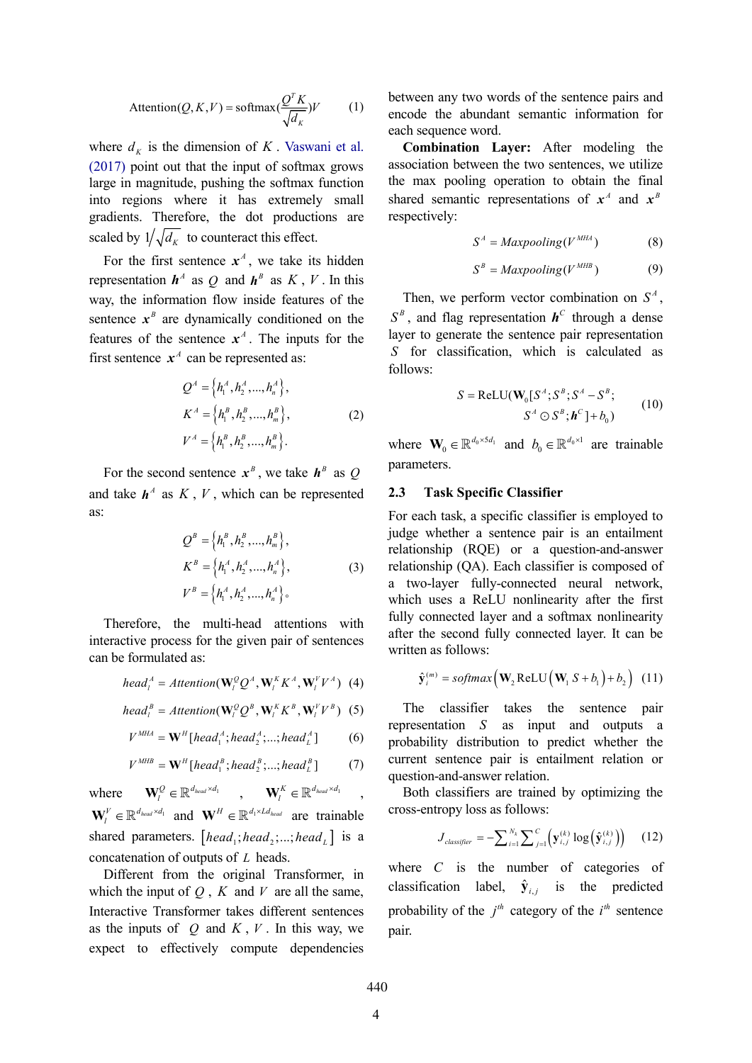$$\text{Attention}(Q,K,V) = \text{softmax}(\frac{Q^T K}{\sqrt{d_K}})V \tag{1}$$

where $d_K$ is the dimension of $K$. Vaswani et al. (2017) point out that the input of softmax grows large in magnitude, pushing the softmax function into regions where it has extremely small gradients. Therefore, the dot productions are scaled by $1/\sqrt{d_K}$ to counteract this effect.

For the first sentence $\boldsymbol{x}^A$, we take its hidden representation $\boldsymbol{h}^A$ as $Q$ and $\boldsymbol{h}^B$ as $K$, $V$. In this way, the information flow inside features of the sentence $\boldsymbol{x}^B$ are dynamically conditioned on the features of the sentence $\boldsymbol{x}^A$. The inputs for the first sentence $\boldsymbol{x}^A$ can be represented as:

$$\begin{aligned} Q^A &= \left\{h_1^A, h_2^A, ..., h_n^A\right\}, \\ K^A &= \left\{h_1^B, h_2^B, ..., h_m^B\right\}, \\ V^A &= \left\{h_1^B, h_2^B, ..., h_m^B\right\}. \end{aligned} \tag{2}$$

For the second sentence $\boldsymbol{x}^B$, we take $\boldsymbol{h}^B$ as $Q$ and take $\boldsymbol{h}^A$ as $K$, $V$, which can be represented as:

$$\begin{aligned} Q^B &= \left\{h_1^B, h_2^B, ..., h_m^B\right\}, \\ K^B &= \left\{h_1^A, h_2^A, ..., h_n^A\right\}, \\ V^B &= \left\{h_1^A, h_2^A, ..., h_n^A\right\}。 \end{aligned} \tag{3}$$

Therefore, the multi-head attentions with interactive process for the given pair of sentences can be formulated as:

$$head_l^A = Attention(\mathbf{W}_l^Q Q^A, \mathbf{W}_l^K K^A, \mathbf{W}_l^V V^A) \tag{4}$$

$$head_l^B = Attention(\mathbf{W}_l^Q Q^B, \mathbf{W}_l^K K^B, \mathbf{W}_l^V V^B) \tag{5}$$

$$V^{MHA} = \mathbf{W}^H [head_1^A; head_2^A; ...; head_L^A] \tag{6}$$

$$V^{MHB} = \mathbf{W}^H [head_1^B; head_2^B; ...; head_L^B] \tag{7}$$

where $\mathbf{W}_l^Q \in \mathbb{R}^{d_{head} \times d_1}$, $\mathbf{W}_l^K \in \mathbb{R}^{d_{head} \times d_1}$, $\mathbf{W}_l^V \in \mathbb{R}^{d_{head} \times d_1}$ and $\mathbf{W}^H \in \mathbb{R}^{d_1 \times L d_{head}}$ are trainable shared parameters. $[head_1; head_2; ...; head_L]$ is a concatenation of outputs of $L$ heads.

Different from the original Transformer, in which the input of $Q$, $K$ and $V$ are all the same, Interactive Transformer takes different sentences as the inputs of $Q$ and $K$, $V$. In this way, we expect to effectively compute dependencies between any two words of the sentence pairs and encode the abundant semantic information for each sequence word.

**Combination Layer:** After modeling the association between the two sentences, we utilize the max pooling operation to obtain the final shared semantic representations of $\boldsymbol{x}^A$ and $\boldsymbol{x}^B$ respectively:

$$S^A = Maxpooling(V^{MHA}) \tag{8}$$

$$S^B = Maxpooling(V^{MHB}) \tag{9}$$

Then, we perform vector combination on $S^A$, $S^B$, and flag representation $\boldsymbol{h}^C$ through a dense layer to generate the sentence pair representation $S$ for classification, which is calculated as follows:

$$\begin{aligned} S = \text{ReLU}(\mathbf{W}_0[S^A; S^B; S^A - S^B; \\ S^A \odot S^B; \boldsymbol{h}^C] + b_0) \end{aligned} \tag{10}$$

where $\mathbf{W}_0 \in \mathbb{R}^{d_0 \times 5d_1}$ and $b_0 \in \mathbb{R}^{d_0 \times 1}$ are trainable parameters.

## 2.3 Task Specific Classifier

For each task, a specific classifier is employed to judge whether a sentence pair is an entailment relationship (RQE) or a question-and-answer relationship (QA). Each classifier is composed of a two-layer fully-connected neural network, which uses a ReLU nonlinearity after the first fully connected layer and a softmax nonlinearity after the second fully connected layer. It can be written as follows:

$$\hat{\mathbf{y}}_i^{(m)} = softmax\left(\mathbf{W}_2 \text{ReLU}\left(\mathbf{W}_1 S + b_1\right) + b_2\right) \tag{11}$$

The classifier takes the sentence pair representation $S$ as input and outputs a probability distribution to predict whether the current sentence pair is entailment relation or question-and-answer relation.

Both classifiers are trained by optimizing the cross-entropy loss as follows:

$$J_{classifier} = -\sum_{i=1}^{N_k} \sum_{j=1}^{C} \left(\mathbf{y}_{i,j}^{(k)} \log\left(\hat{\mathbf{y}}_{i,j}^{(k)}\right)\right) \tag{12}$$

where $C$ is the number of categories of classification label, $\hat{\mathbf{y}}_{i,j}$ is the predicted probability of the $j^{th}$ category of the $i^{th}$ sentence pair.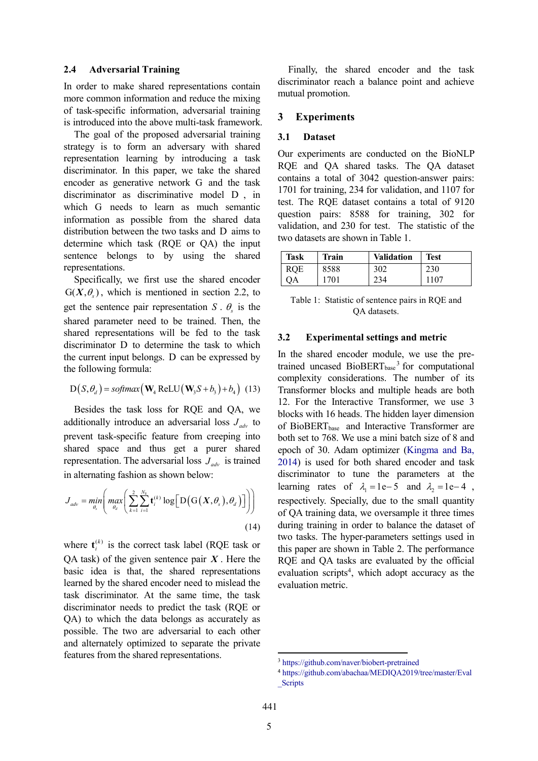### 2.4 Adversarial Training

In order to make shared representations contain more common information and reduce the mixing of task-specific information, adversarial training is introduced into the above multi-task framework.

The goal of the proposed adversarial training strategy is to form an adversary with shared representation learning by introducing a task discriminator. In this paper, we take the shared encoder as generative network $G$ and the task discriminator as discriminative model $D$, in which $G$ needs to learn as much semantic information as possible from the shared data distribution between the two tasks and $D$ aims to determine which task (RQE or QA) the input sentence belongs to by using the shared representations.

Specifically, we first use the shared encoder $G(\boldsymbol{X}, \theta_s)$, which is mentioned in section 2.2, to get the sentence pair representation $S$. $\theta_s$ is the shared parameter need to be trained. Then, the shared representations will be fed to the task discriminator $D$ to determine the task to which the current input belongs. $D$ can be expressed by the following formula:

$$D(S, \theta_d) = softmax\left(\mathbf{W}_4 \operatorname{ReLU}\left(\mathbf{W}_3 S + b_3\right) + b_4\right) \quad (13)$$

Besides the task loss for RQE and QA, we additionally introduce an adversarial loss $J_{adv}$ to prevent task-specific feature from creeping into shared space and thus get a purer shared representation. The adversarial loss $J_{adv}$ is trained in alternating fashion as shown below:

$$J_{adv} = \min_{\theta_s}\left( \max_{\theta_d}\left( \sum_{k=1}^{2} \sum_{i=1}^{N_k} \mathbf{t}_i^{(k)} \log\left[ D\left( G\left(\boldsymbol{X}, \theta_s\right), \theta_d \right) \right] \right) \right) \quad (14)$$

where $\mathbf{t}_i^{(k)}$ is the correct task label (RQE task or QA task) of the given sentence pair $\boldsymbol{X}$. Here the basic idea is that, the shared representations learned by the shared encoder need to mislead the task discriminator. At the same time, the task discriminator needs to predict the task (RQE or QA) to which the data belongs as accurately as possible. The two are adversarial to each other and alternately optimized to separate the private features from the shared representations.

Finally, the shared encoder and the task discriminator reach a balance point and achieve mutual promotion.

## 3 Experiments

### 3.1 Dataset

Our experiments are conducted on the BioNLP RQE and QA shared tasks. The QA dataset contains a total of 3042 question-answer pairs: 1701 for training, 234 for validation, and 1107 for test. The RQE dataset contains a total of 9120 question pairs: 8588 for training, 302 for validation, and 230 for test. The statistic of the two datasets are shown in Table 1.

| Task | Train | Validation | Test |
|---|---|---|---|
| RQE | 8588 | 302 | 230 |
| QA | 1701 | 234 | 1107 |

Table 1: Statistic of sentence pairs in RQE and QA datasets.

### 3.2 Experimental settings and metric

In the shared encoder module, we use the pre-trained uncased $\text{BioBERT}_{\text{base}}$[3] for computational complexity considerations. The number of its Transformer blocks and multiple heads are both 12. For the Interactive Transformer, we use 3 blocks with 16 heads. The hidden layer dimension of $\text{BioBERT}_{\text{base}}$ and Interactive Transformer are both set to 768. We use a mini batch size of 8 and epoch of 30. Adam optimizer (Kingma and Ba, 2014) is used for both shared encoder and task discriminator to tune the parameters at the learning rates of $\lambda_1 = 1\text{e}-5$ and $\lambda_2 = 1\text{e}-4$, respectively. Specially, due to the small quantity of QA training data, we oversample it three times during training in order to balance the dataset of two tasks. The hyper-parameters settings used in this paper are shown in Table 2. The performance RQE and QA tasks are evaluated by the official evaluation scripts[4], which adopt accuracy as the evaluation metric.

[3] https://github.com/naver/biobert-pretrained

[4] https://github.com/abachaa/MEDIQA2019/tree/master/Eval_Scripts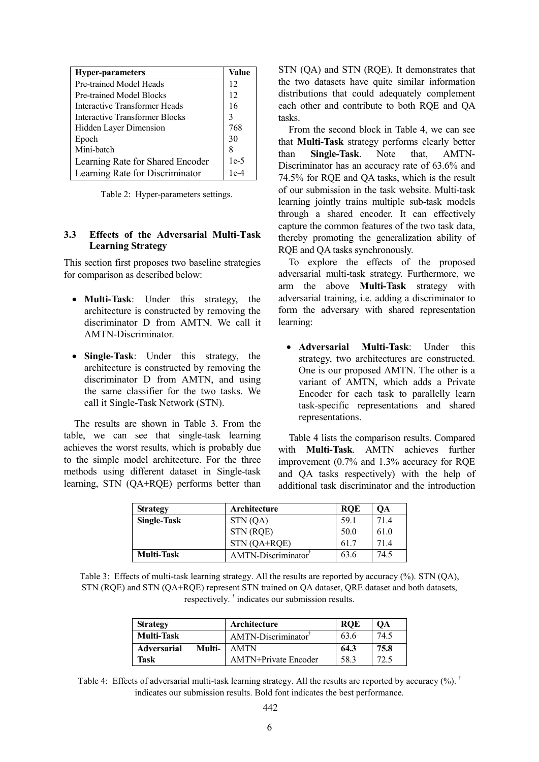| Hyper-parameters | Value |
|---|---|
| Pre-trained Model Heads | 12 |
| Pre-trained Model Blocks | 12 |
| Interactive Transformer Heads | 16 |
| Interactive Transformer Blocks | 3 |
| Hidden Layer Dimension | 768 |
| Epoch | 30 |
| Mini-batch | 8 |
| Learning Rate for Shared Encoder | 1e-5 |
| Learning Rate for Discriminator | 1e-4 |

Table 2: Hyper-parameters settings.

### 3.3 Effects of the Adversarial Multi-Task Learning Strategy

This section first proposes two baseline strategies for comparison as described below:

- **Multi-Task**: Under this strategy, the architecture is constructed by removing the discriminator D from AMTN. We call it AMTN-Discriminator.
- **Single-Task**: Under this strategy, the architecture is constructed by removing the discriminator D from AMTN, and using the same classifier for the two tasks. We call it Single-Task Network (STN).

The results are shown in Table 3. From the table, we can see that single-task learning achieves the worst results, which is probably due to the simple model architecture. For the three methods using different dataset in Single-task learning, STN (QA+RQE) performs better than STN (QA) and STN (RQE). It demonstrates that the two datasets have quite similar information distributions that could adequately complement each other and contribute to both RQE and QA tasks.

From the second block in Table 4, we can see that **Multi-Task** strategy performs clearly better than **Single-Task**. Note that, AMTN-Discriminator has an accuracy rate of 63.6% and 74.5% for RQE and QA tasks, which is the result of our submission in the task website. Multi-task learning jointly trains multiple sub-task models through a shared encoder. It can effectively capture the common features of the two task data, thereby promoting the generalization ability of RQE and QA tasks synchronously.

To explore the effects of the proposed adversarial multi-task strategy. Furthermore, we arm the above **Multi-Task** strategy with adversarial training, i.e. adding a discriminator to form the adversary with shared representation learning:

- **Adversarial Multi-Task**: Under this strategy, two architectures are constructed. One is our proposed AMTN. The other is a variant of AMTN, which adds a Private Encoder for each task to parallelly learn task-specific representations and shared representations.

Table 4 lists the comparison results. Compared with **Multi-Task**. AMTN achieves further improvement (0.7% and 1.3% accuracy for RQE and QA tasks respectively) with the help of additional task discriminator and the introduction

| Strategy | Architecture | RQE | QA |
|---|---|---|---|
| **Single-Task** | STN (QA) | 59.1 | 71.4 |
| | STN (RQE) | 50.0 | 61.0 |
| | STN (QA+RQE) | 61.7 | 71.4 |
| **Multi-Task** | AMTN-Discriminator[†] | 63.6 | 74.5 |

Table 3: Effects of multi-task learning strategy. All the results are reported by accuracy (%). STN (QA), STN (RQE) and STN (QA+RQE) represent STN trained on QA dataset, QRE dataset and both datasets, respectively. [†] indicates our submission results.

| Strategy | Architecture | RQE | QA |
|---|---|---|---|
| **Multi-Task** | AMTN-Discriminator[†] | 63.6 | 74.5 |
| **Adversarial Multi-Task** | AMTN | **64.3** | **75.8** |
| | AMTN+Private Encoder | 58.3 | 72.5 |

Table 4: Effects of adversarial multi-task learning strategy. All the results are reported by accuracy (%). [†] indicates our submission results. Bold font indicates the best performance.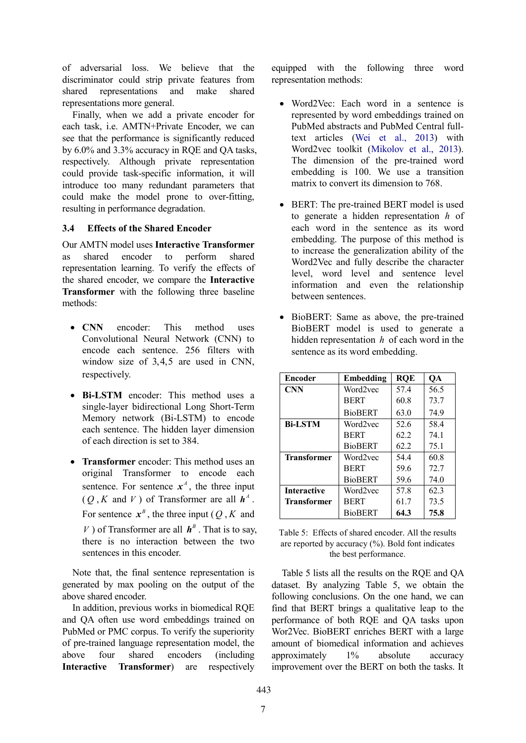of adversarial loss. We believe that the discriminator could strip private features from shared representations and make shared representations more general.

Finally, when we add a private encoder for each task, i.e. AMTN+Private Encoder, we can see that the performance is significantly reduced by 6.0% and 3.3% accuracy in RQE and QA tasks, respectively. Although private representation could provide task-specific information, it will introduce too many redundant parameters that could make the model prone to over-fitting, resulting in performance degradation.

### 3.4 Effects of the Shared Encoder

Our AMTN model uses **Interactive Transformer** as shared encoder to perform shared representation learning. To verify the effects of the shared encoder, we compare the **Interactive Transformer** with the following three baseline methods:

- **CNN** encoder: This method uses Convolutional Neural Network (CNN) to encode each sentence. 256 filters with window size of 3,4,5 are used in CNN, respectively.
- **Bi-LSTM** encoder: This method uses a single-layer bidirectional Long Short-Term Memory network (Bi-LSTM) to encode each sentence. The hidden layer dimension of each direction is set to 384.
- **Transformer** encoder: This method uses an original Transformer to encode each sentence. For sentence $\boldsymbol{x}^A$, the three input ($Q$, $K$ and $V$) of Transformer are all $\boldsymbol{h}^A$. For sentence $\boldsymbol{x}^B$, the three input ($Q$, $K$ and $V$) of Transformer are all $\boldsymbol{h}^B$. That is to say, there is no interaction between the two sentences in this encoder.

Note that, the final sentence representation is generated by max pooling on the output of the above shared encoder.

In addition, previous works in biomedical RQE and QA often use word embeddings trained on PubMed or PMC corpus. To verify the superiority of pre-trained language representation model, the above four shared encoders (including **Interactive Transformer**) are respectively equipped with the following three word representation methods:

- Word2Vec: Each word in a sentence is represented by word embeddings trained on PubMed abstracts and PubMed Central full-text articles (Wei et al., 2013) with Word2vec toolkit (Mikolov et al., 2013). The dimension of the pre-trained word embedding is 100. We use a transition matrix to convert its dimension to 768.
- BERT: The pre-trained BERT model is used to generate a hidden representation $h$ of each word in the sentence as its word embedding. The purpose of this method is to increase the generalization ability of the Word2Vec and fully describe the character level, word level and sentence level information and even the relationship between sentences.
- BioBERT: Same as above, the pre-trained BioBERT model is used to generate a hidden representation $h$ of each word in the sentence as its word embedding.

| Encoder | Embedding | RQE | QA |
|---|---|---|---|
| **CNN** | Word2vec | 57.4 | 56.5 |
| | BERT | 60.8 | 73.7 |
| | BioBERT | 63.0 | 74.9 |
| **Bi-LSTM** | Word2vec | 52.6 | 58.4 |
| | BERT | 62.2 | 74.1 |
| | BioBERT | 62.2 | 75.1 |
| **Transformer** | Word2vec | 54.4 | 60.8 |
| | BERT | 59.6 | 72.7 |
| | BioBERT | 59.6 | 74.0 |
| **Interactive Transformer** | Word2vec | 57.8 | 62.3 |
| | BERT | 61.7 | 73.5 |
| | BioBERT | **64.3** | **75.8** |

Table 5: Effects of shared encoder. All the results are reported by accuracy (%). Bold font indicates the best performance.

Table 5 lists all the results on the RQE and QA dataset. By analyzing Table 5, we obtain the following conclusions. On the one hand, we can find that BERT brings a qualitative leap to the performance of both RQE and QA tasks upon Wor2Vec. BioBERT enriches BERT with a large amount of biomedical information and achieves approximately 1% absolute accuracy improvement over the BERT on both the tasks. It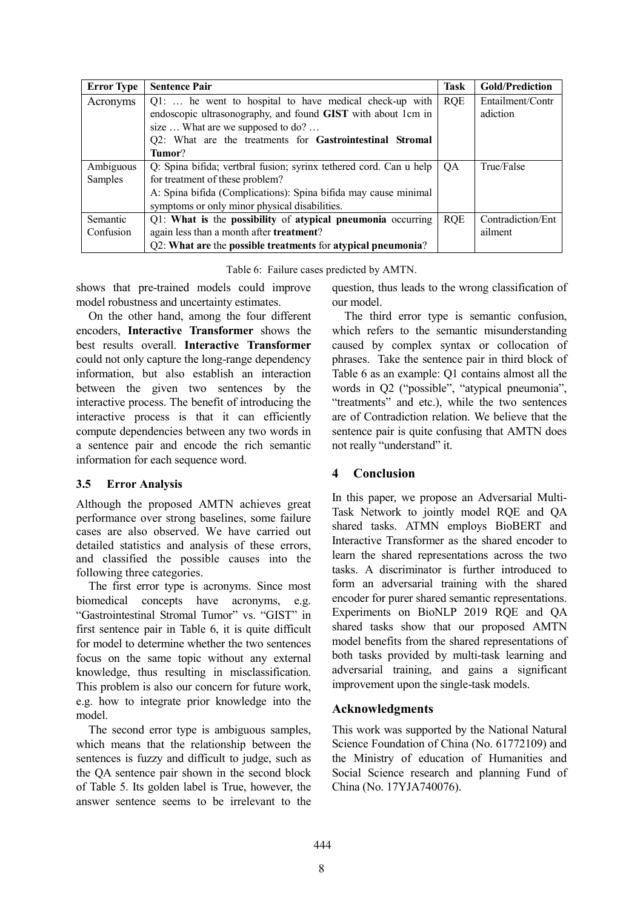| Error Type | Sentence Pair | Task | Gold/Prediction |
| --- | --- | --- | --- |
| Acronyms | Q1: … he went to hospital to have medical check-up with endoscopic ultrasonography, and found **GIST** with about 1cm in size … What are we supposed to do? … Q2: What are the treatments for **Gastrointestinal Stromal Tumor**? | RQE | Entailment/Contradiction |
| Ambiguous Samples | Q: Spina bifida; vertbral fusion; syrinx tethered cord. Can u help for treatment of these problem? A: Spina bifida (Complications): Spina bifida may cause minimal symptoms or only minor physical disabilities. | QA | True/False |
| Semantic Confusion | Q1: **What is** the **possibility** of **atypical pneumonia** occurring again less than a month after **treatment**? Q2: **What are** the **possible treatments** for **atypical pneumonia**? | RQE | Contradiction/Entailment |

Table 6: Failure cases predicted by AMTN.

shows that pre-trained models could improve model robustness and uncertainty estimates.

On the other hand, among the four different encoders, **Interactive Transformer** shows the best results overall. **Interactive Transformer** could not only capture the long-range dependency information, but also establish an interaction between the given two sentences by the interactive process. The benefit of introducing the interactive process is that it can efficiently compute dependencies between any two words in a sentence pair and encode the rich semantic information for each sequence word.

### 3.5 Error Analysis

Although the proposed AMTN achieves great performance over strong baselines, some failure cases are also observed. We have carried out detailed statistics and analysis of these errors, and classified the possible causes into the following three categories.

The first error type is acronyms. Since most biomedical concepts have acronyms, e.g. "Gastrointestinal Stromal Tumor" vs. "GIST" in first sentence pair in Table 6, it is quite difficult for model to determine whether the two sentences focus on the same topic without any external knowledge, thus resulting in misclassification. This problem is also our concern for future work, e.g. how to integrate prior knowledge into the model.

The second error type is ambiguous samples, which means that the relationship between the sentences is fuzzy and difficult to judge, such as the QA sentence pair shown in the second block of Table 5. Its golden label is True, however, the answer sentence seems to be irrelevant to the question, thus leads to the wrong classification of our model.

The third error type is semantic confusion, which refers to the semantic misunderstanding caused by complex syntax or collocation of phrases. Take the sentence pair in third block of Table 6 as an example: Q1 contains almost all the words in Q2 ("possible", "atypical pneumonia", "treatments" and etc.), while the two sentences are of Contradiction relation. We believe that the sentence pair is quite confusing that AMTN does not really "understand" it.

## 4 Conclusion

In this paper, we propose an Adversarial Multi-Task Network to jointly model RQE and QA shared tasks. ATMN employs BioBERT and Interactive Transformer as the shared encoder to learn the shared representations across the two tasks. A discriminator is further introduced to form an adversarial training with the shared encoder for purer shared semantic representations. Experiments on BioNLP 2019 RQE and QA shared tasks show that our proposed AMTN model benefits from the shared representations of both tasks provided by multi-task learning and adversarial training, and gains a significant improvement upon the single-task models.

## Acknowledgments

This work was supported by the National Natural Science Foundation of China (No. 61772109) and the Ministry of education of Humanities and Social Science research and planning Fund of China (No. 17YJA740076).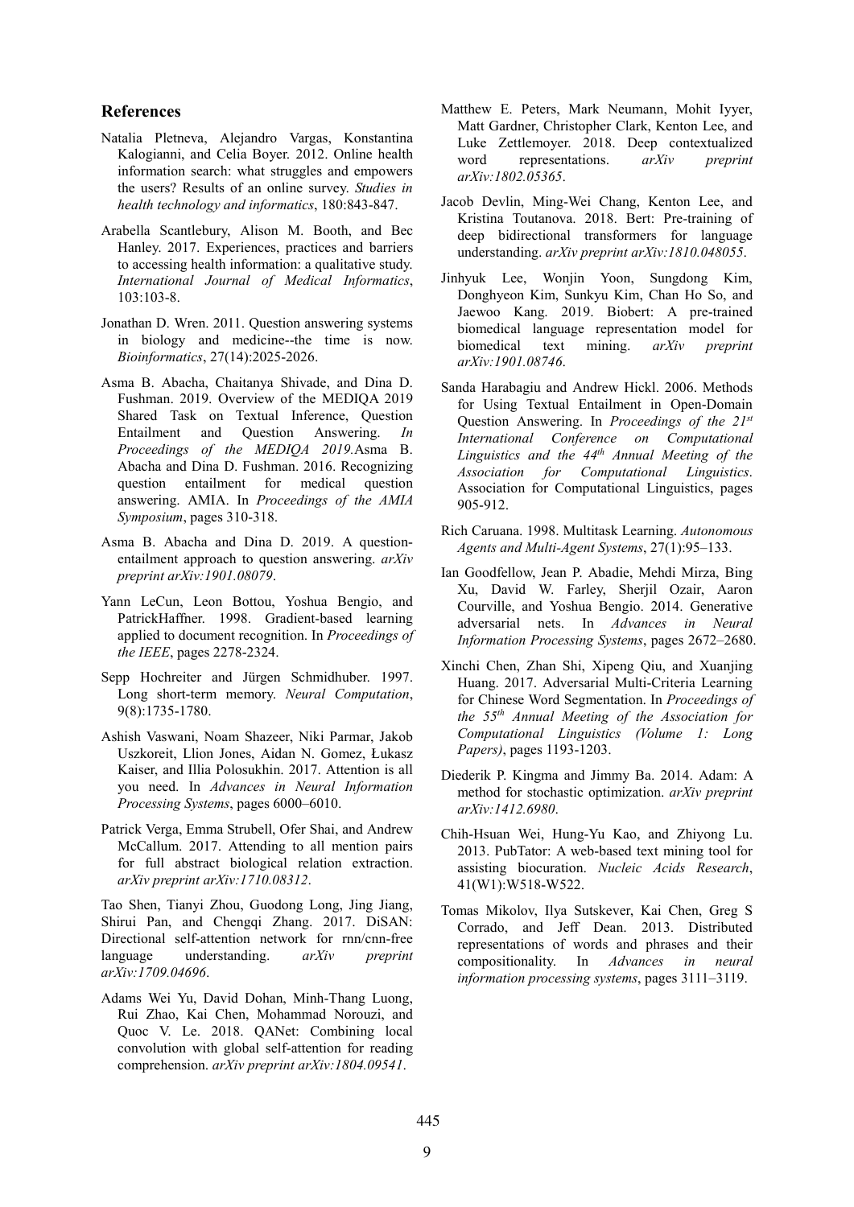## References

Natalia Pletneva, Alejandro Vargas, Konstantina Kalogianni, and Celia Boyer. 2012. Online health information search: what struggles and empowers the users? Results of an online survey. *Studies in health technology and informatics*, 180:843-847.

Arabella Scantlebury, Alison M. Booth, and Bec Hanley. 2017. Experiences, practices and barriers to accessing health information: a qualitative study. *International Journal of Medical Informatics*, 103:103-8.

Jonathan D. Wren. 2011. Question answering systems in biology and medicine--the time is now. *Bioinformatics*, 27(14):2025-2026.

Asma B. Abacha, Chaitanya Shivade, and Dina D. Fushman. 2019. Overview of the MEDIQA 2019 Shared Task on Textual Inference, Question Entailment and Question Answering. *In Proceedings of the MEDIQA 2019.*Asma B. Abacha and Dina D. Fushman. 2016. Recognizing question entailment for medical question answering. AMIA. In *Proceedings of the AMIA Symposium*, pages 310-318.

Asma B. Abacha and Dina D. 2019. A question-entailment approach to question answering. *arXiv preprint arXiv:1901.08079*.

Yann LeCun, Leon Bottou, Yoshua Bengio, and PatrickHaffner. 1998. Gradient-based learning applied to document recognition. In *Proceedings of the IEEE*, pages 2278-2324.

Sepp Hochreiter and Jürgen Schmidhuber. 1997. Long short-term memory. *Neural Computation*, 9(8):1735-1780.

Ashish Vaswani, Noam Shazeer, Niki Parmar, Jakob Uszkoreit, Llion Jones, Aidan N. Gomez, Łukasz Kaiser, and Illia Polosukhin. 2017. Attention is all you need. In *Advances in Neural Information Processing Systems*, pages 6000–6010.

Patrick Verga, Emma Strubell, Ofer Shai, and Andrew McCallum. 2017. Attending to all mention pairs for full abstract biological relation extraction. *arXiv preprint arXiv:1710.08312*.

Tao Shen, Tianyi Zhou, Guodong Long, Jing Jiang, Shirui Pan, and Chengqi Zhang. 2017. DiSAN: Directional self-attention network for rnn/cnn-free language understanding. *arXiv preprint arXiv:1709.04696*.

Adams Wei Yu, David Dohan, Minh-Thang Luong, Rui Zhao, Kai Chen, Mohammad Norouzi, and Quoc V. Le. 2018. QANet: Combining local convolution with global self-attention for reading comprehension. *arXiv preprint arXiv:1804.09541*.

Matthew E. Peters, Mark Neumann, Mohit Iyyer, Matt Gardner, Christopher Clark, Kenton Lee, and Luke Zettlemoyer. 2018. Deep contextualized word representations. *arXiv preprint arXiv:1802.05365*.

Jacob Devlin, Ming-Wei Chang, Kenton Lee, and Kristina Toutanova. 2018. Bert: Pre-training of deep bidirectional transformers for language understanding. *arXiv preprint arXiv:1810.048055*.

Jinhyuk Lee, Wonjin Yoon, Sungdong Kim, Donghyeon Kim, Sunkyu Kim, Chan Ho So, and Jaewoo Kang. 2019. Biobert: A pre-trained biomedical language representation model for biomedical text mining. *arXiv preprint arXiv:1901.08746*.

Sanda Harabagiu and Andrew Hickl. 2006. Methods for Using Textual Entailment in Open-Domain Question Answering. In *Proceedings of the 21st International Conference on Computational Linguistics and the 44th Annual Meeting of the Association for Computational Linguistics*. Association for Computational Linguistics, pages 905-912.

Rich Caruana. 1998. Multitask Learning. *Autonomous Agents and Multi-Agent Systems*, 27(1):95–133.

Ian Goodfellow, Jean P. Abadie, Mehdi Mirza, Bing Xu, David W. Farley, Sherjil Ozair, Aaron Courville, and Yoshua Bengio. 2014. Generative adversarial nets. In *Advances in Neural Information Processing Systems*, pages 2672–2680.

Xinchi Chen, Zhan Shi, Xipeng Qiu, and Xuanjing Huang. 2017. Adversarial Multi-Criteria Learning for Chinese Word Segmentation. In *Proceedings of the 55th Annual Meeting of the Association for Computational Linguistics (Volume 1: Long Papers)*, pages 1193-1203.

Diederik P. Kingma and Jimmy Ba. 2014. Adam: A method for stochastic optimization. *arXiv preprint arXiv:1412.6980*.

Chih-Hsuan Wei, Hung-Yu Kao, and Zhiyong Lu. 2013. PubTator: A web-based text mining tool for assisting biocuration. *Nucleic Acids Research*, 41(W1):W518-W522.

Tomas Mikolov, Ilya Sutskever, Kai Chen, Greg S Corrado, and Jeff Dean. 2013. Distributed representations of words and phrases and their compositionality. In *Advances in neural information processing systems*, pages 3111–3119.